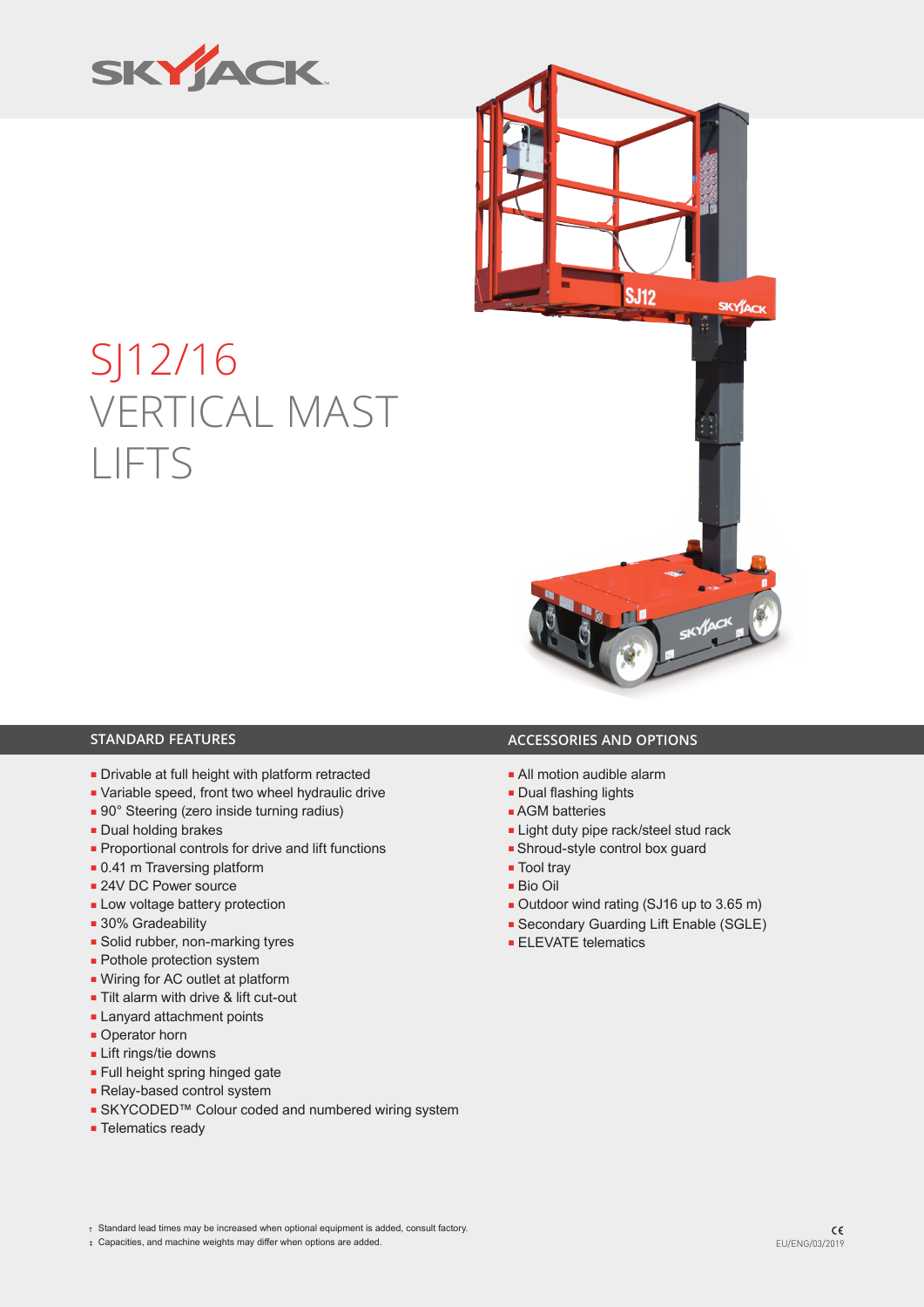# SJ12/16 VERTICAL MAST LIFTS

## STANDARD FEATURES

- Drivable at full height with platform retracted
- Variable speed, front two wheel hydraulic drive
- 90° Steering (zero inside turning radius)
- Dual holding brakes
- Proportional controls for drive and lift functions
- 0.41 m Traversing platform
- 24V DC Power source
- Low voltage battery protection
- 30% Gradeability
- Solid rubber, non-marking tyres
- Pothole protection system
- Wiring for AC outlet at platform
- Tilt alarm with drive & lift cut-out
- Lanyard attachment points
- Operator horn
- Lift rings/tie downs
- Full height spring hinged gate
- Relay-based control system
- SKYCODED™ Colour coded and numbered wiring system
- Telematics ready

## ACCESSORIES AND OPTIONS

- All motion audible alarm
- Dual flashing lights
- AGM batteries
- Light duty pipe rack/steel stud rack
- Shroud-style control box guard
- Tool tray
- Bio Oil
- Outdoor wind rating (SJ16 up to 3.65 m)
- Secondary Guarding Lift Enable (SGLE)
- ELEVATE telematics

† Standard lead times may be increased when optional equipment is added, consult factory.

‡ Capacities, and machine weights may differ when options are added.

CE
EU/ENG/03/2019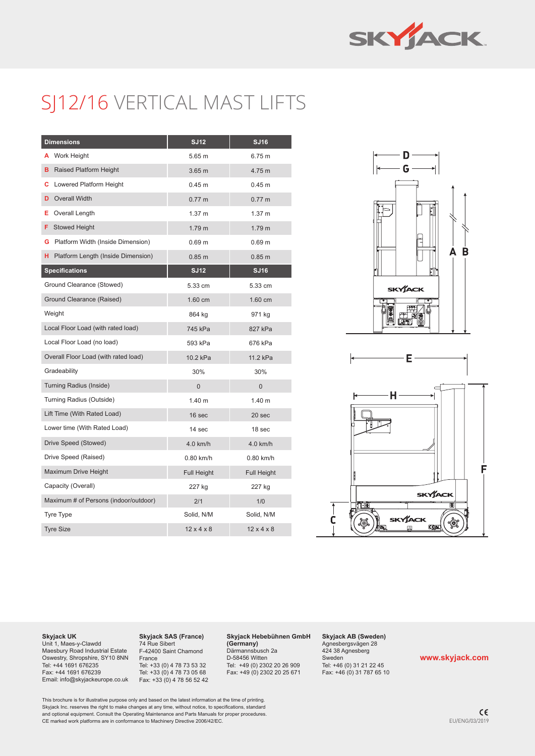# SJ12/16 VERTICAL MAST LIFTS

| Dimensions | SJ12 | SJ16 |
|---|---|---|
| **A** Work Height | 5.65 m | 6.75 m |
| **B** Raised Platform Height | 3.65 m | 4.75 m |
| **C** Lowered Platform Height | 0.45 m | 0.45 m |
| **D** Overall Width | 0.77 m | 0.77 m |
| **E** Overall Length | 1.37 m | 1.37 m |
| **F** Stowed Height | 1.79 m | 1.79 m |
| **G** Platform Width (Inside Dimension) | 0.69 m | 0.69 m |
| **H** Platform Length (Inside Dimension) | 0.85 m | 0.85 m |
| **Specifications** | **SJ12** | **SJ16** |
| Ground Clearance (Stowed) | 5.33 cm | 5.33 cm |
| Ground Clearance (Raised) | 1.60 cm | 1.60 cm |
| Weight | 864 kg | 971 kg |
| Local Floor Load (with rated load) | 745 kPa | 827 kPa |
| Local Floor Load (no load) | 593 kPa | 676 kPa |
| Overall Floor Load (with rated load) | 10.2 kPa | 11.2 kPa |
| Gradeability | 30% | 30% |
| Turning Radius (Inside) | 0 | 0 |
| Turning Radius (Outside) | 1.40 m | 1.40 m |
| Lift Time (With Rated Load) | 16 sec | 20 sec |
| Lower time (With Rated Load) | 14 sec | 18 sec |
| Drive Speed (Stowed) | 4.0 km/h | 4.0 km/h |
| Drive Speed (Raised) | 0.80 km/h | 0.80 km/h |
| Maximum Drive Height | Full Height | Full Height |
| Capacity (Overall) | 227 kg | 227 kg |
| Maximum # of Persons (indoor/outdoor) | 2/1 | 1/0 |
| Tyre Type | Solid, N/M | Solid, N/M |
| Tyre Size | 12 x 4 x 8 | 12 x 4 x 8 |

D
G
A B
E
H
F
C

**Skyjack UK**
Unit 1, Maes-y-Clawdd
Maesbury Road Industrial Estate
Oswestry, Shropshire, SY10 8NN
Tel: +44 1691 676235
Fax: +44 1691 676239
Email: info@skyjackeurope.co.uk

**Skyjack SAS (France)**
74 Rue Sibert
F-42400 Saint Chamond
France
Tel: +33 (0) 4 78 73 53 32
Tel: +33 (0) 4 78 73 05 68
Fax: +33 (0) 4 78 56 52 42

**Skyjack Hebebühnen GmbH (Germany)**
Därmannsbusch 2a
D-58456 Witten
Tel: +49 (0) 2302 20 26 909
Fax: +49 (0) 2302 20 25 671

**Skyjack AB (Sweden)**
Agnesbergsvägen 28
424 38 Agnesberg
Sweden
Tel: +46 (0) 31 21 22 45
Fax: +46 (0) 31 787 65 10

**www.skyjack.com**

This brochure is for illustrative purpose only and based on the latest information at the time of printing. Skyjack Inc. reserves the right to make changes at any time, without notice, to specifications, standard and optional equipment. Consult the Operating Maintenance and Parts Manuals for proper procedures. CE marked work platforms are in conformance to Machinery Directive 2006/42/EC.

CE
EU/ENG/03/2019